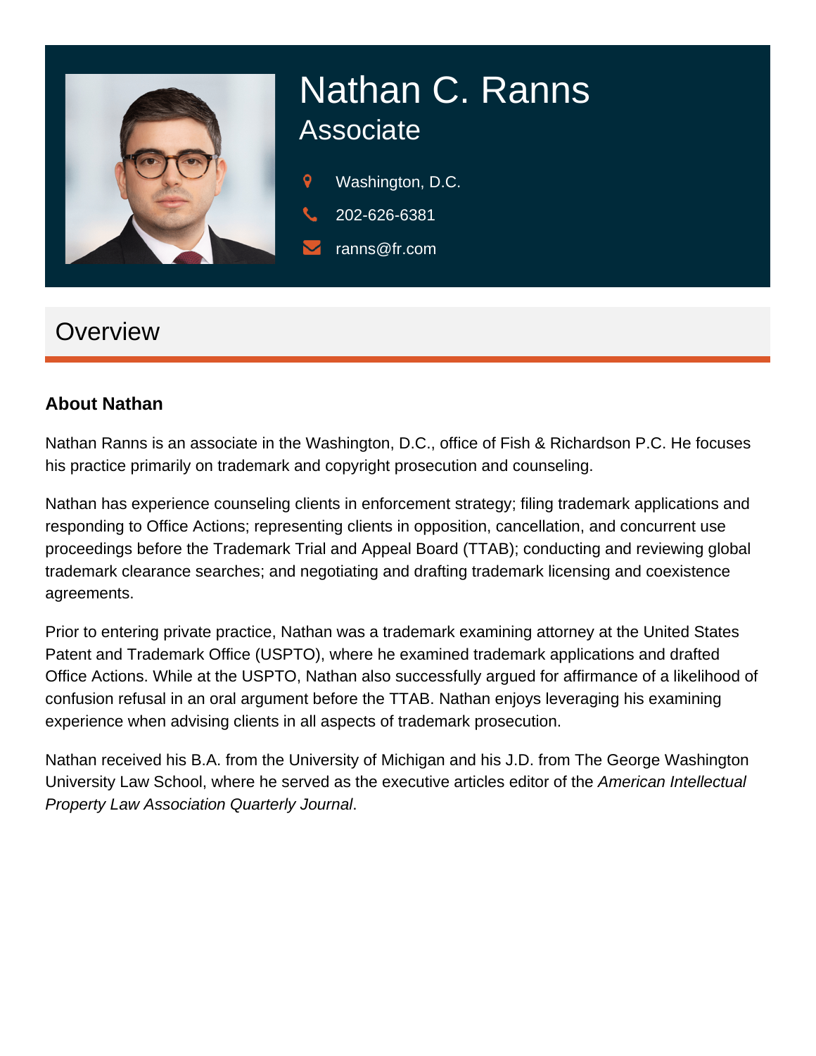# Nathan C. Ranns

## Associate

Washington, D.C.

202-626-6381

ranns@fr.com

## Overview

### About Nathan

Nathan Ranns is an associate in the Washington, D.C., office of Fish & Richardson P.C. He focuses his practice primarily on trademark and copyright prosecution and counseling.

Nathan has experience counseling clients in enforcement strategy; filing trademark applications and responding to Office Actions; representing clients in opposition, cancellation, and concurrent use proceedings before the Trademark Trial and Appeal Board (TTAB); conducting and reviewing global trademark clearance searches; and negotiating and drafting trademark licensing and coexistence agreements.

Prior to entering private practice, Nathan was a trademark examining attorney at the United States Patent and Trademark Office (USPTO), where he examined trademark applications and drafted Office Actions. While at the USPTO, Nathan also successfully argued for affirmance of a likelihood of confusion refusal in an oral argument before the TTAB. Nathan enjoys leveraging his examining experience when advising clients in all aspects of trademark prosecution.

Nathan received his B.A. from the University of Michigan and his J.D. from The George Washington University Law School, where he served as the executive articles editor of the *American Intellectual Property Law Association Quarterly Journal*.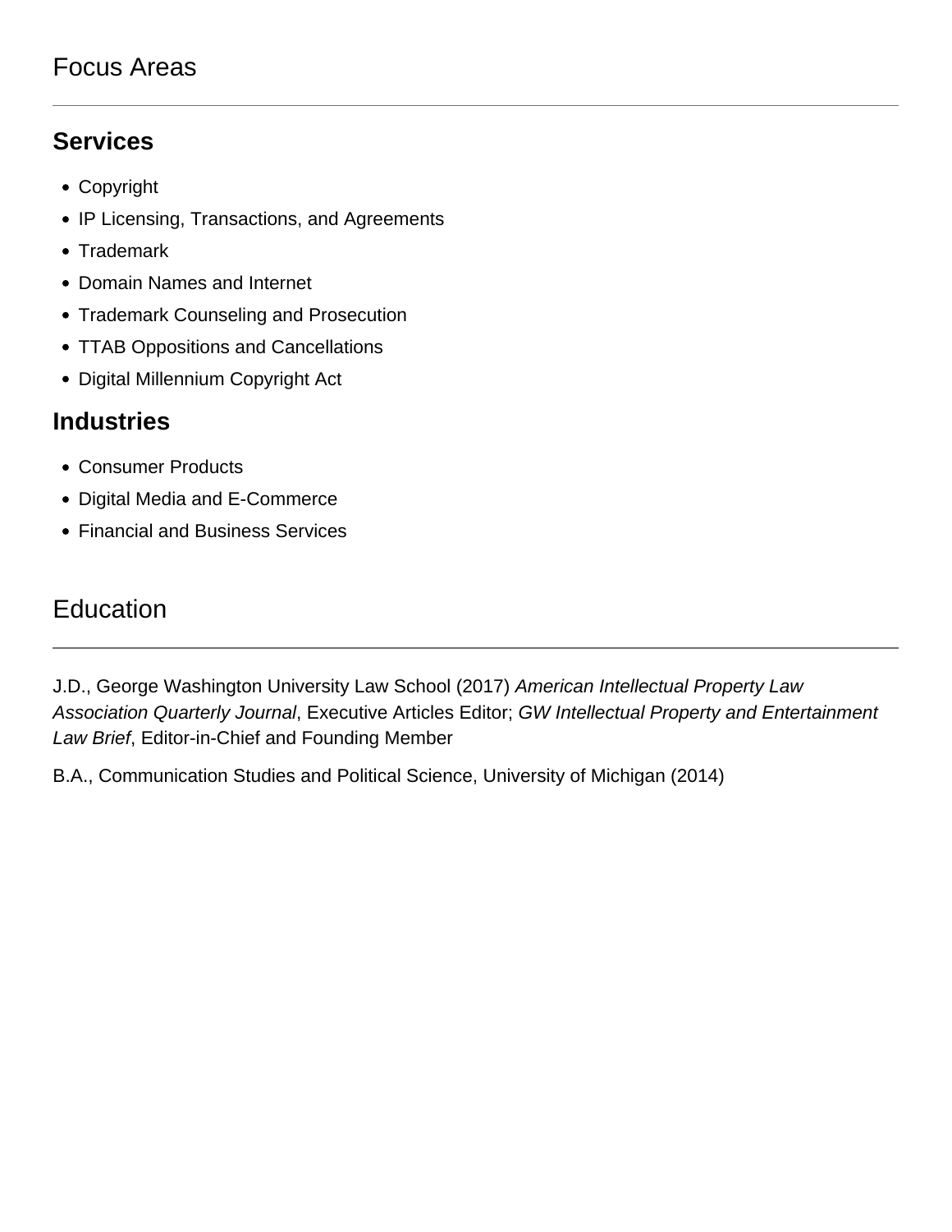## Focus Areas

### Services

- Copyright
- IP Licensing, Transactions, and Agreements
- Trademark
- Domain Names and Internet
- Trademark Counseling and Prosecution
- TTAB Oppositions and Cancellations
- Digital Millennium Copyright Act

### Industries

- Consumer Products
- Digital Media and E-Commerce
- Financial and Business Services

## Education

J.D., George Washington University Law School (2017) *American Intellectual Property Law Association Quarterly Journal*, Executive Articles Editor; *GW Intellectual Property and Entertainment Law Brief*, Editor-in-Chief and Founding Member

B.A., Communication Studies and Political Science, University of Michigan (2014)